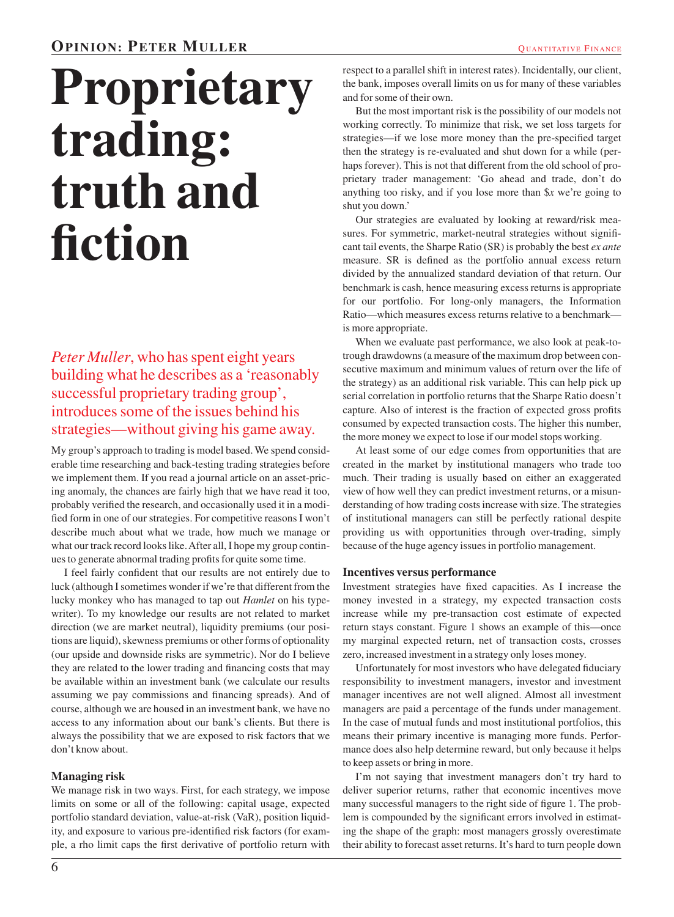# Proprietary trading: truth and fiction

*Peter Muller*, who has spent eight years building what he describes as a 'reasonably successful proprietary trading group', introduces some of the issues behind his strategies—without giving his game away.

My group's approach to trading is model based. We spend considerable time researching and back-testing trading strategies before we implement them. If you read a journal article on an asset-pricing anomaly, the chances are fairly high that we have read it too, probably verified the research, and occasionally used it in a modified form in one of our strategies. For competitive reasons I won't describe much about what we trade, how much we manage or what our track record looks like. After all, I hope my group continues to generate abnormal trading profits for quite some time.

I feel fairly confident that our results are not entirely due to luck (although I sometimes wonder if we're that different from the lucky monkey who has managed to tap out *Hamlet* on his typewriter). To my knowledge our results are not related to market direction (we are market neutral), liquidity premiums (our positions are liquid), skewness premiums or other forms of optionality (our upside and downside risks are symmetric). Nor do I believe they are related to the lower trading and financing costs that may be available within an investment bank (we calculate our results assuming we pay commissions and financing spreads). And of course, although we are housed in an investment bank, we have no access to any information about our bank's clients. But there is always the possibility that we are exposed to risk factors that we don't know about.

## Managing risk

We manage risk in two ways. First, for each strategy, we impose limits on some or all of the following: capital usage, expected portfolio standard deviation, value-at-risk (VaR), position liquidity, and exposure to various pre-identified risk factors (for example, a rho limit caps the first derivative of portfolio return with respect to a parallel shift in interest rates). Incidentally, our client, the bank, imposes overall limits on us for many of these variables and for some of their own.

But the most important risk is the possibility of our models not working correctly. To minimize that risk, we set loss targets for strategies—if we lose more money than the pre-specified target then the strategy is re-evaluated and shut down for a while (perhaps forever). This is not that different from the old school of proprietary trader management: 'Go ahead and trade, don't do anything too risky, and if you lose more than $\$x$ we're going to shut you down.'

Our strategies are evaluated by looking at reward/risk measures. For symmetric, market-neutral strategies without significant tail events, the Sharpe Ratio (SR) is probably the best *ex ante* measure. SR is defined as the portfolio annual excess return divided by the annualized standard deviation of that return. Our benchmark is cash, hence measuring excess returns is appropriate for our portfolio. For long-only managers, the Information Ratio—which measures excess returns relative to a benchmark—is more appropriate.

When we evaluate past performance, we also look at peak-to-trough drawdowns (a measure of the maximum drop between consecutive maximum and minimum values of return over the life of the strategy) as an additional risk variable. This can help pick up serial correlation in portfolio returns that the Sharpe Ratio doesn't capture. Also of interest is the fraction of expected gross profits consumed by expected transaction costs. The higher this number, the more money we expect to lose if our model stops working.

At least some of our edge comes from opportunities that are created in the market by institutional managers who trade too much. Their trading is usually based on either an exaggerated view of how well they can predict investment returns, or a misunderstanding of how trading costs increase with size. The strategies of institutional managers can still be perfectly rational despite providing us with opportunities through over-trading, simply because of the huge agency issues in portfolio management.

## Incentives versus performance

Investment strategies have fixed capacities. As I increase the money invested in a strategy, my expected transaction costs increase while my pre-transaction cost estimate of expected return stays constant. Figure 1 shows an example of this—once my marginal expected return, net of transaction costs, crosses zero, increased investment in a strategy only loses money.

Unfortunately for most investors who have delegated fiduciary responsibility to investment managers, investor and investment manager incentives are not well aligned. Almost all investment managers are paid a percentage of the funds under management. In the case of mutual funds and most institutional portfolios, this means their primary incentive is managing more funds. Performance does also help determine reward, but only because it helps to keep assets or bring in more.

I'm not saying that investment managers don't try hard to deliver superior returns, rather that economic incentives move many successful managers to the right side of figure 1. The problem is compounded by the significant errors involved in estimating the shape of the graph: most managers grossly overestimate their ability to forecast asset returns. It's hard to turn people down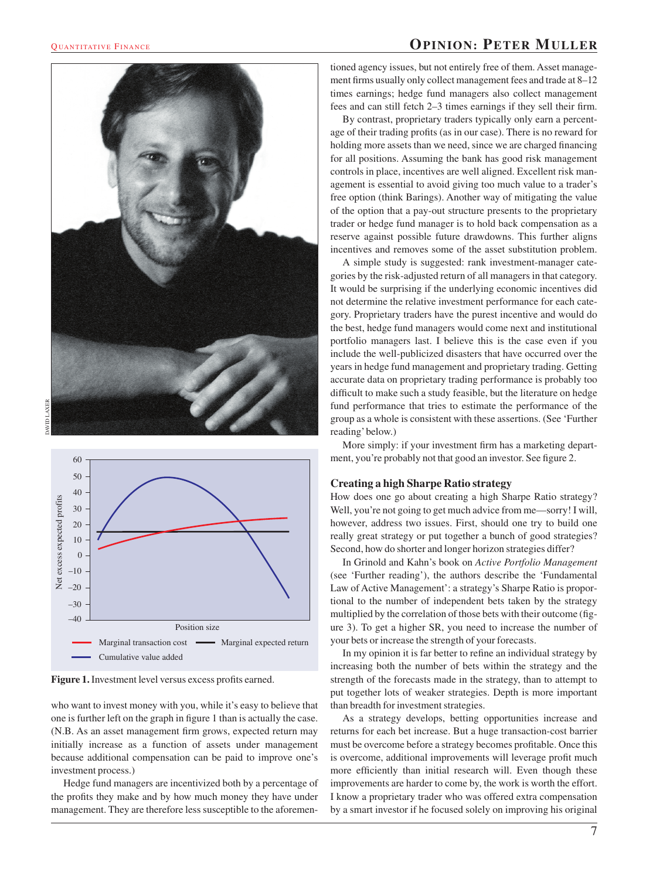who want to invest money with you, while it's easy to believe that one is further left on the graph in figure 1 than is actually the case. (N.B. As an asset management firm grows, expected return may initially increase as a function of assets under management because additional compensation can be paid to improve one's investment process.)

Hedge fund managers are incentivized both by a percentage of the profits they make and by how much money they have under management. They are therefore less susceptible to the aforementioned agency issues, but not entirely free of them. Asset management firms usually only collect management fees and trade at 8–12 times earnings; hedge fund managers also collect management fees and can still fetch 2–3 times earnings if they sell their firm.

By contrast, proprietary traders typically only earn a percentage of their trading profits (as in our case). There is no reward for holding more assets than we need, since we are charged financing for all positions. Assuming the bank has good risk management controls in place, incentives are well aligned. Excellent risk management is essential to avoid giving too much value to a trader's free option (think Barings). Another way of mitigating the value of the option that a pay-out structure presents to the proprietary trader or hedge fund manager is to hold back compensation as a reserve against possible future drawdowns. This further aligns incentives and removes some of the asset substitution problem.

A simple study is suggested: rank investment-manager categories by the risk-adjusted return of all managers in that category. It would be surprising if the underlying economic incentives did not determine the relative investment performance for each category. Proprietary traders have the purest incentive and would do the best, hedge fund managers would come next and institutional portfolio managers last. I believe this is the case even if you include the well-publicized disasters that have occurred over the years in hedge fund management and proprietary trading. Getting accurate data on proprietary trading performance is probably too difficult to make such a study feasible, but the literature on hedge fund performance that tries to estimate the performance of the group as a whole is consistent with these assertions. (See 'Further reading' below.)

More simply: if your investment firm has a marketing department, you're probably not that good an investor. See figure 2.

Figure 1. Investment level versus excess profits earned.

### Creating a high Sharpe Ratio strategy

How does one go about creating a high Sharpe Ratio strategy? Well, you're not going to get much advice from me—sorry! I will, however, address two issues. First, should one try to build one really great strategy or put together a bunch of good strategies? Second, how do shorter and longer horizon strategies differ?

In Grinold and Kahn's book on *Active Portfolio Management* (see 'Further reading'), the authors describe the 'Fundamental Law of Active Management': a strategy's Sharpe Ratio is proportional to the number of independent bets taken by the strategy multiplied by the correlation of those bets with their outcome (figure 3). To get a higher SR, you need to increase the number of your bets or increase the strength of your forecasts.

In my opinion it is far better to refine an individual strategy by increasing both the number of bets within the strategy and the strength of the forecasts made in the strategy, than to attempt to put together lots of weaker strategies. Depth is more important than breadth for investment strategies.

As a strategy develops, betting opportunities increase and returns for each bet increase. But a huge transaction-cost barrier must be overcome before a strategy becomes profitable. Once this is overcome, additional improvements will leverage profit much more efficiently than initial research will. Even though these improvements are harder to come by, the work is worth the effort. I know a proprietary trader who was offered extra compensation by a smart investor if he focused solely on improving his original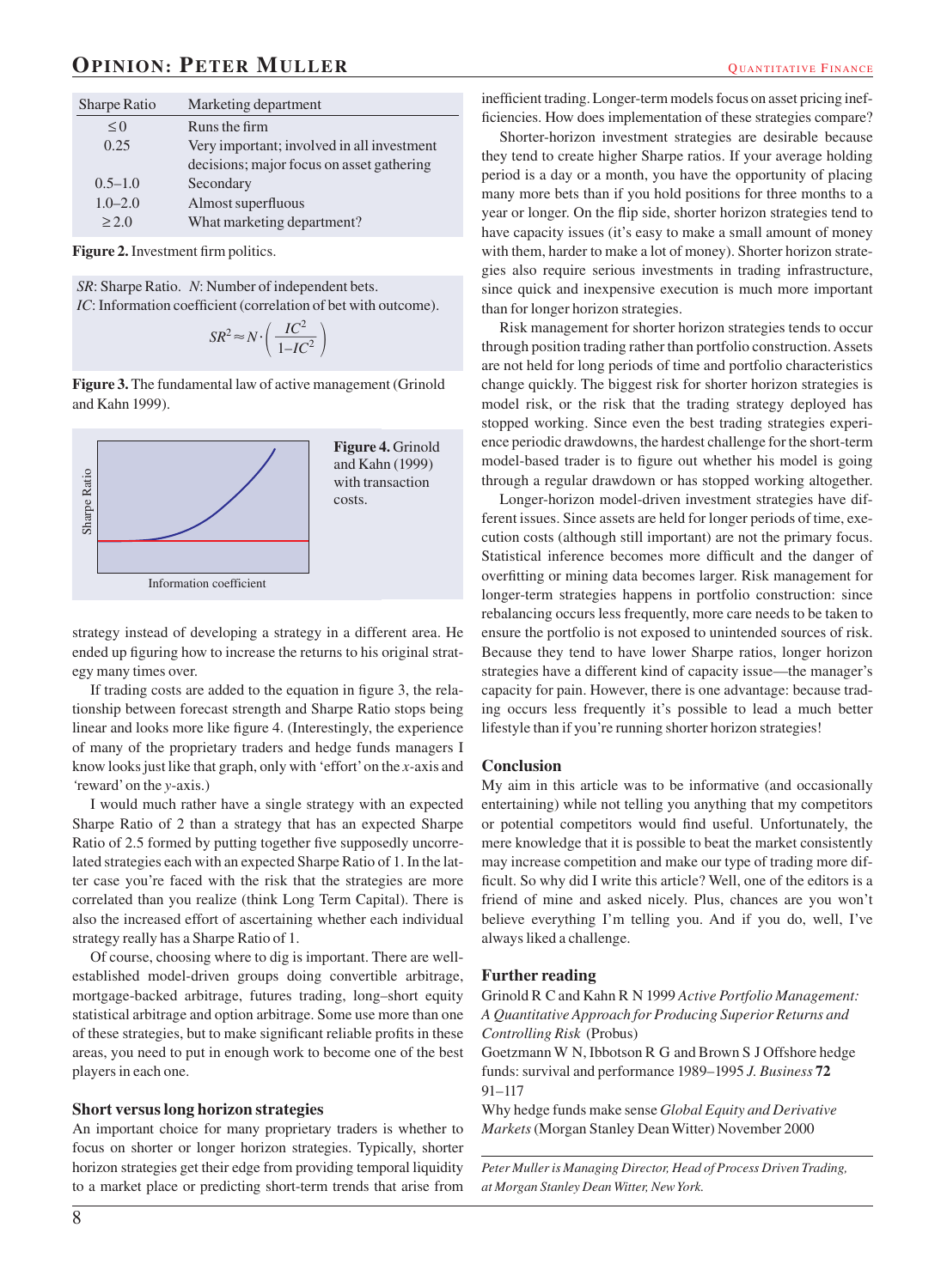| Sharpe Ratio | Marketing department |
|---|---|
| ≤0 | Runs the firm |
| 0.25 | Very important; involved in all investment decisions; major focus on asset gathering |
| 0.5–1.0 | Secondary |
| 1.0–2.0 | Almost superfluous |
| ≥2.0 | What marketing department? |

**Figure 2.** Investment firm politics.

*SR*: Sharpe Ratio. *N*: Number of independent bets.
*IC*: Information coefficient (correlation of bet with outcome).

$$SR^2 \approx N \cdot \left( \frac{IC^2}{1 - IC^2} \right)$$

**Figure 3.** The fundamental law of active management (Grinold and Kahn 1999).

Sharpe Ratio

Information coefficient

**Figure 4.** Grinold and Kahn (1999) with transaction costs.

strategy instead of developing a strategy in a different area. He ended up figuring how to increase the returns to his original strategy many times over.

If trading costs are added to the equation in figure 3, the relationship between forecast strength and Sharpe Ratio stops being linear and looks more like figure 4. (Interestingly, the experience of many of the proprietary traders and hedge funds managers I know looks just like that graph, only with 'effort' on the *x*-axis and 'reward' on the *y*-axis.)

I would much rather have a single strategy with an expected Sharpe Ratio of 2 than a strategy that has an expected Sharpe Ratio of 2.5 formed by putting together five supposedly uncorrelated strategies each with an expected Sharpe Ratio of 1. In the latter case you're faced with the risk that the strategies are more correlated than you realize (think Long Term Capital). There is also the increased effort of ascertaining whether each individual strategy really has a Sharpe Ratio of 1.

Of course, choosing where to dig is important. There are well-established model-driven groups doing convertible arbitrage, mortgage-backed arbitrage, futures trading, long–short equity statistical arbitrage and option arbitrage. Some use more than one of these strategies, but to make significant reliable profits in these areas, you need to put in enough work to become one of the best players in each one.

## Short versus long horizon strategies

An important choice for many proprietary traders is whether to focus on shorter or longer horizon strategies. Typically, shorter horizon strategies get their edge from providing temporal liquidity to a market place or predicting short-term trends that arise from inefficient trading. Longer-term models focus on asset pricing inefficiencies. How does implementation of these strategies compare?

Shorter-horizon investment strategies are desirable because they tend to create higher Sharpe ratios. If your average holding period is a day or a month, you have the opportunity of placing many more bets than if you hold positions for three months to a year or longer. On the flip side, shorter horizon strategies tend to have capacity issues (it's easy to make a small amount of money with them, harder to make a lot of money). Shorter horizon strategies also require serious investments in trading infrastructure, since quick and inexpensive execution is much more important than for longer horizon strategies.

Risk management for shorter horizon strategies tends to occur through position trading rather than portfolio construction. Assets are not held for long periods of time and portfolio characteristics change quickly. The biggest risk for shorter horizon strategies is model risk, or the risk that the trading strategy deployed has stopped working. Since even the best trading strategies experience periodic drawdowns, the hardest challenge for the short-term model-based trader is to figure out whether his model is going through a regular drawdown or has stopped working altogether.

Longer-horizon model-driven investment strategies have different issues. Since assets are held for longer periods of time, execution costs (although still important) are not the primary focus. Statistical inference becomes more difficult and the danger of overfitting or mining data becomes larger. Risk management for longer-term strategies happens in portfolio construction: since rebalancing occurs less frequently, more care needs to be taken to ensure the portfolio is not exposed to unintended sources of risk. Because they tend to have lower Sharpe ratios, longer horizon strategies have a different kind of capacity issue—the manager's capacity for pain. However, there is one advantage: because trading occurs less frequently it's possible to lead a much better lifestyle than if you're running shorter horizon strategies!

## Conclusion

My aim in this article was to be informative (and occasionally entertaining) while not telling you anything that my competitors or potential competitors would find useful. Unfortunately, the mere knowledge that it is possible to beat the market consistently may increase competition and make our type of trading more difficult. So why did I write this article? Well, one of the editors is a friend of mine and asked nicely. Plus, chances are you won't believe everything I'm telling you. And if you do, well, I've always liked a challenge.

## Further reading

Grinold R C and Kahn R N 1999 *Active Portfolio Management: A Quantitative Approach for Producing Superior Returns and Controlling Risk* (Probus)

Goetzmann W N, Ibbotson R G and Brown S J Offshore hedge funds: survival and performance 1989–1995 *J. Business* **72** 91–117

Why hedge funds make sense *Global Equity and Derivative Markets* (Morgan Stanley Dean Witter) November 2000

---

*Peter Muller is Managing Director, Head of Process Driven Trading, at Morgan Stanley Dean Witter, New York.*